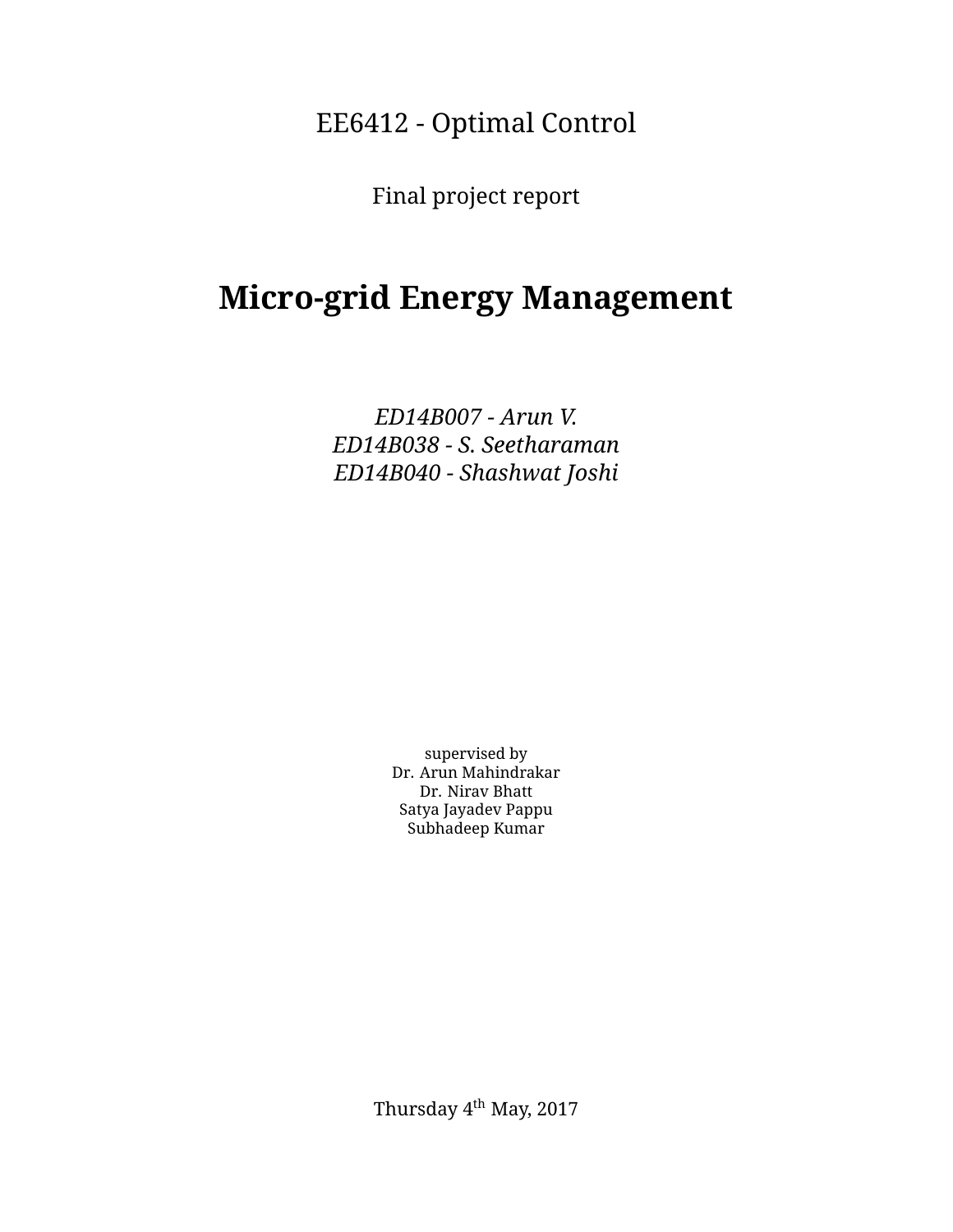EE6412 - Optimal Control

Final project report

# Micro-grid Energy Management

*ED14B007 - Arun V.*
*ED14B038 - S. Seetharaman*
*ED14B040 - Shashwat Joshi*

supervised by
Dr. Arun Mahindrakar
Dr. Nirav Bhatt
Satya Jayadev Pappu
Subhadeep Kumar

Thursday 4$^{th}$ May, 2017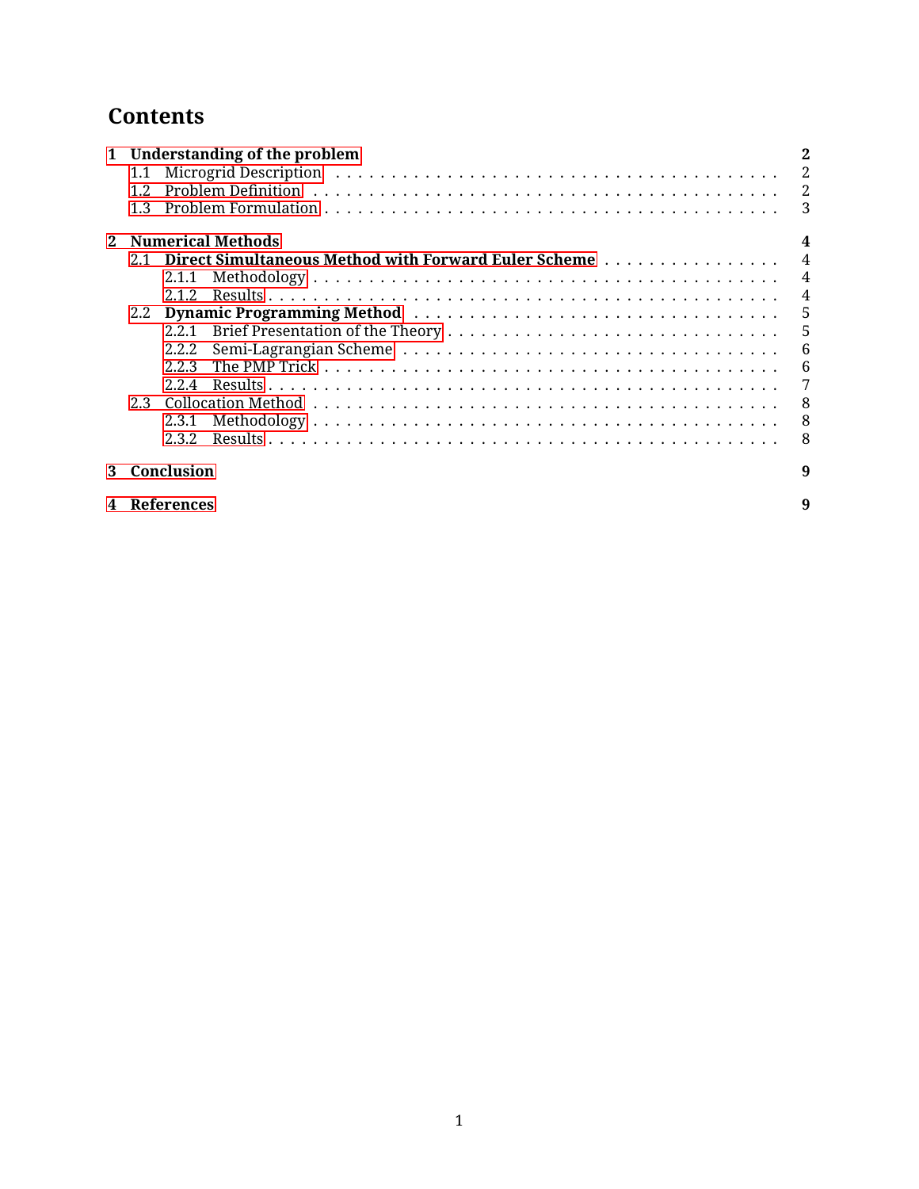# Contents

**1 Understanding of the problem** — **2**
- 1.1 Microgrid Description — 2
- 1.2 Problem Definition — 2
- 1.3 Problem Formulation — 3

**2 Numerical Methods** — **4**
- **2.1 Direct Simultaneous Method with Forward Euler Scheme** — 4
  - 2.1.1 Methodology — 4
  - 2.1.2 Results — 4
- **2.2 Dynamic Programming Method** — 5
  - 2.2.1 Brief Presentation of the Theory — 5
  - 2.2.2 Semi-Lagrangian Scheme — 6
  - 2.2.3 The PMP Trick — 6
  - 2.2.4 Results — 7
- 2.3 Collocation Method — 8
  - 2.3.1 Methodology — 8
  - 2.3.2 Results — 8

**3 Conclusion** — **9**

**4 References** — **9**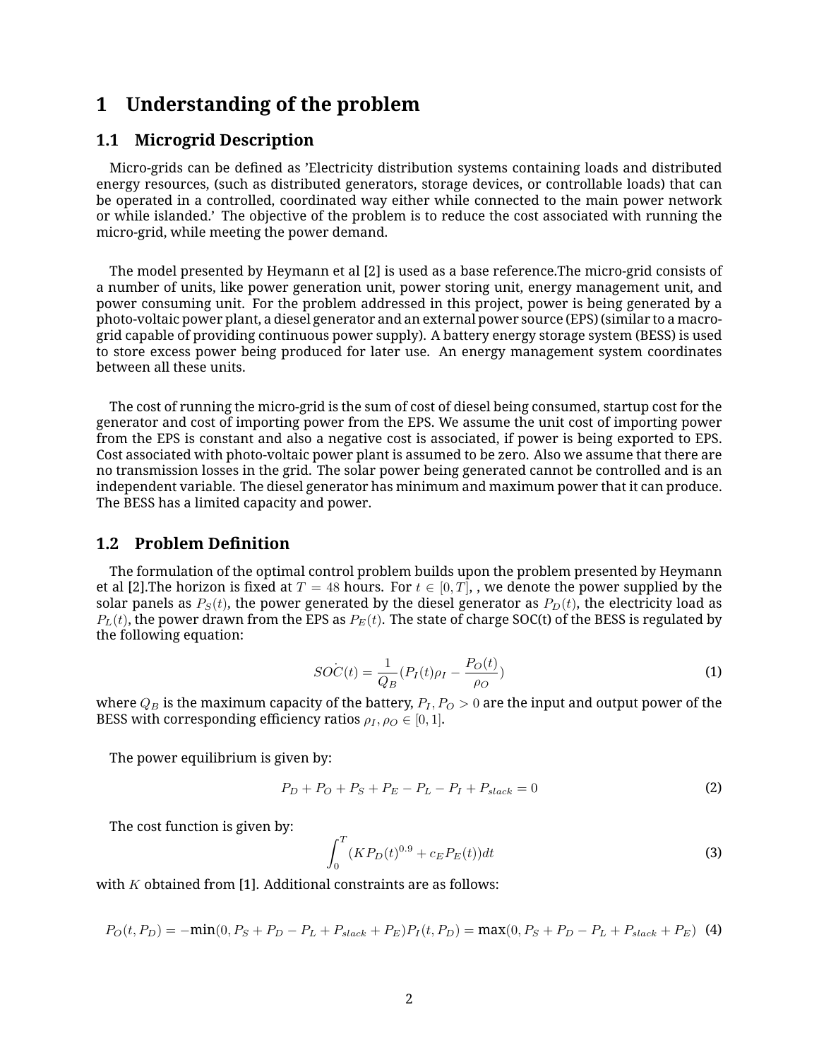# 1 Understanding of the problem

## 1.1 Microgrid Description

Micro-grids can be defined as 'Electricity distribution systems containing loads and distributed energy resources, (such as distributed generators, storage devices, or controllable loads) that can be operated in a controlled, coordinated way either while connected to the main power network or while islanded.' The objective of the problem is to reduce the cost associated with running the micro-grid, while meeting the power demand.

The model presented by Heymann et al [2] is used as a base reference.The micro-grid consists of a number of units, like power generation unit, power storing unit, energy management unit, and power consuming unit. For the problem addressed in this project, power is being generated by a photo-voltaic power plant, a diesel generator and an external power source (EPS) (similar to a macro-grid capable of providing continuous power supply). A battery energy storage system (BESS) is used to store excess power being produced for later use. An energy management system coordinates between all these units.

The cost of running the micro-grid is the sum of cost of diesel being consumed, startup cost for the generator and cost of importing power from the EPS. We assume the unit cost of importing power from the EPS is constant and also a negative cost is associated, if power is being exported to EPS. Cost associated with photo-voltaic power plant is assumed to be zero. Also we assume that there are no transmission losses in the grid. The solar power being generated cannot be controlled and is an independent variable. The diesel generator has minimum and maximum power that it can produce. The BESS has a limited capacity and power.

## 1.2 Problem Definition

The formulation of the optimal control problem builds upon the problem presented by Heymann et al [2].The horizon is fixed at $T = 48$ hours. For $t \in [0, T]$, , we denote the power supplied by the solar panels as $P_S(t)$, the power generated by the diesel generator as $P_D(t)$, the electricity load as $P_L(t)$, the power drawn from the EPS as $P_E(t)$. The state of charge SOC(t) of the BESS is regulated by the following equation:

$$\dot{SOC}(t) = \frac{1}{Q_B}(P_I(t)\rho_I - \frac{P_O(t)}{\rho_O}) \tag{1}$$

where $Q_B$ is the maximum capacity of the battery, $P_I, P_O > 0$ are the input and output power of the BESS with corresponding efficiency ratios $\rho_I, \rho_O \in [0, 1]$.

The power equilibrium is given by:

$$P_D + P_O + P_S + P_E - P_L - P_I + P_{slack} = 0 \tag{2}$$

The cost function is given by:

$$\int_0^T (KP_D(t)^{0.9} + c_E P_E(t))dt \tag{3}$$

with $K$ obtained from [1]. Additional constraints are as follows:

$$P_O(t, P_D) = -\min(0, P_S + P_D - P_L + P_{slack} + P_E) P_I(t, P_D) = \max(0, P_S + P_D - P_L + P_{slack} + P_E) \tag{4}$$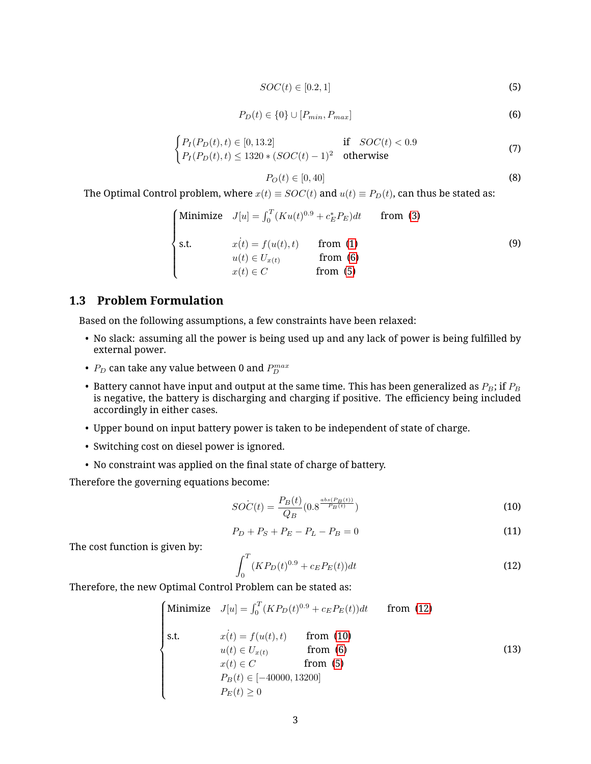$$SOC(t) \in [0.2, 1] \tag{5}$$

$$P_D(t) \in \{0\} \cup [P_{min}, P_{max}] \tag{6}$$

$$\begin{cases} P_I(P_D(t), t) \in [0, 13.2] & \text{if} \quad SOC(t) < 0.9 \\ P_I(P_D(t), t) \leq 1320 * (SOC(t) - 1)^2 & \text{otherwise} \end{cases} \tag{7}$$

$$P_O(t) \in [0, 40] \tag{8}$$

The Optimal Control problem, where $x(t) \equiv SOC(t)$ and $u(t) \equiv P_D(t)$, can thus be stated as:

$$\begin{cases} \text{Minimize} \quad J[u] = \int_0^T (Ku(t)^{0.9} + c_E^* P_E)dt \qquad \text{from (3)} \\ \\ \text{s.t.} \qquad \dot{x(t)} = f(u(t), t) \qquad \text{from (1)} \\ \qquad\qquad u(t) \in U_{x(t)} \qquad \text{from (6)} \\ \qquad\qquad x(t) \in C \qquad \text{from (5)} \end{cases} \tag{9}$$

### 1.3 Problem Formulation

Based on the following assumptions, a few constraints have been relaxed:

- No slack: assuming all the power is being used up and any lack of power is being fulfilled by external power.
- $P_D$ can take any value between 0 and $P_D^{max}$
- Battery cannot have input and output at the same time. This has been generalized as $P_B$; if $P_B$ is negative, the battery is discharging and charging if positive. The efficiency being included accordingly in either cases.
- Upper bound on input battery power is taken to be independent of state of charge.
- Switching cost on diesel power is ignored.
- No constraint was applied on the final state of charge of battery.

Therefore the governing equations become:

$$\dot{SOC(t)} = \frac{P_B(t)}{Q_B}(0.8^{\frac{abs(P_B(t))}{P_B(t)}}) \tag{10}$$

$$P_D + P_S + P_E - P_L - P_B = 0 \tag{11}$$

The cost function is given by:

$$\int_0^T (KP_D(t)^{0.9} + c_E P_E(t))dt \tag{12}$$

Therefore, the new Optimal Control Problem can be stated as:

$$\begin{cases} \text{Minimize} \quad J[u] = \int_0^T (KP_D(t)^{0.9} + c_E P_E(t))dt \qquad \text{from (12)} \\ \\ \text{s.t.} \qquad \dot{x(t)} = f(u(t), t) \qquad \text{from (10)} \\ \qquad\qquad u(t) \in U_{x(t)} \qquad \text{from (6)} \\ \qquad\qquad x(t) \in C \qquad \text{from (5)} \\ \qquad\qquad P_B(t) \in [-40000, 13200] \\ \qquad\qquad P_E(t) \geq 0 \end{cases} \tag{13}$$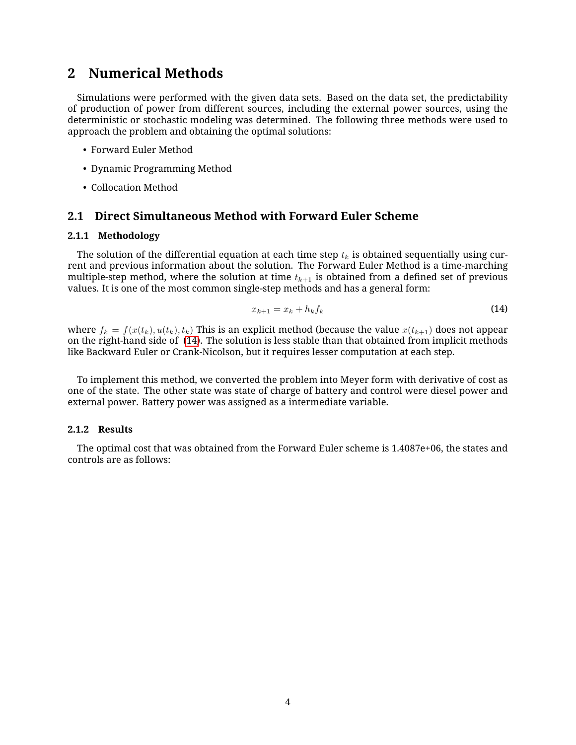## 2 Numerical Methods

Simulations were performed with the given data sets. Based on the data set, the predictability of production of power from different sources, including the external power sources, using the deterministic or stochastic modeling was determined. The following three methods were used to approach the problem and obtaining the optimal solutions:

- Forward Euler Method
- Dynamic Programming Method
- Collocation Method

### 2.1 Direct Simultaneous Method with Forward Euler Scheme

#### 2.1.1 Methodology

The solution of the differential equation at each time step $t_k$ is obtained sequentially using current and previous information about the solution. The Forward Euler Method is a time-marching multiple-step method, where the solution at time $t_{k+1}$ is obtained from a defined set of previous values. It is one of the most common single-step methods and has a general form:

$$x_{k+1} = x_k + h_k f_k \tag{14}$$

where $f_k = f(x(t_k), u(t_k), t_k)$ This is an explicit method (because the value $x(t_{k+1})$ does not appear on the right-hand side of (14). The solution is less stable than that obtained from implicit methods like Backward Euler or Crank-Nicolson, but it requires lesser computation at each step.

To implement this method, we converted the problem into Meyer form with derivative of cost as one of the state. The other state was state of charge of battery and control were diesel power and external power. Battery power was assigned as a intermediate variable.

#### 2.1.2 Results

The optimal cost that was obtained from the Forward Euler scheme is 1.4087e+06, the states and controls are as follows: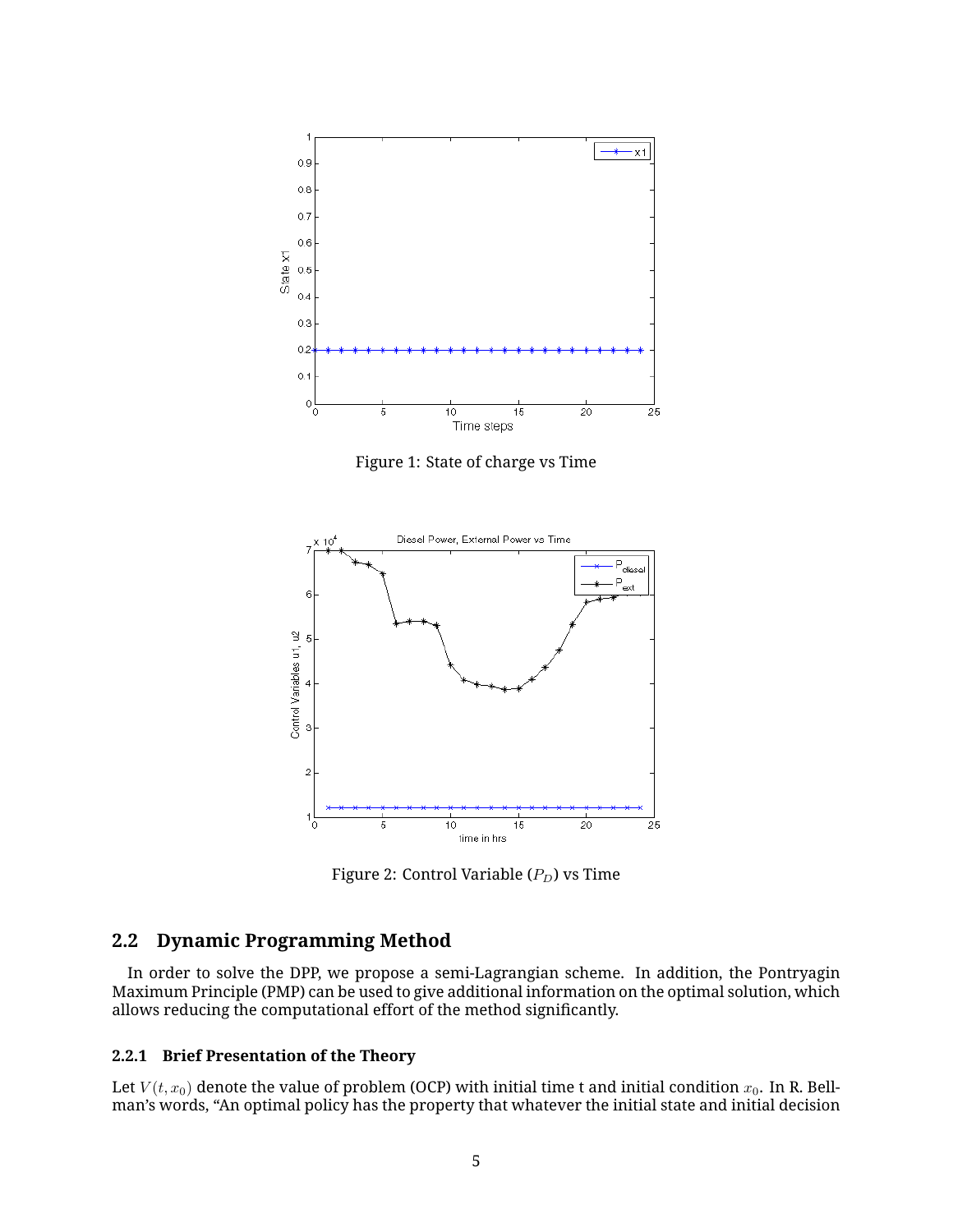Figure 1: State of charge vs Time

Figure 2: Control Variable ($P_D$) vs Time

## 2.2 Dynamic Programming Method

In order to solve the DPP, we propose a semi-Lagrangian scheme. In addition, the Pontryagin Maximum Principle (PMP) can be used to give additional information on the optimal solution, which allows reducing the computational effort of the method significantly.

### 2.2.1 Brief Presentation of the Theory

Let $V(t, x_0)$ denote the value of problem (OCP) with initial time t and initial condition $x_0$. In R. Bellman's words, "An optimal policy has the property that whatever the initial state and initial decision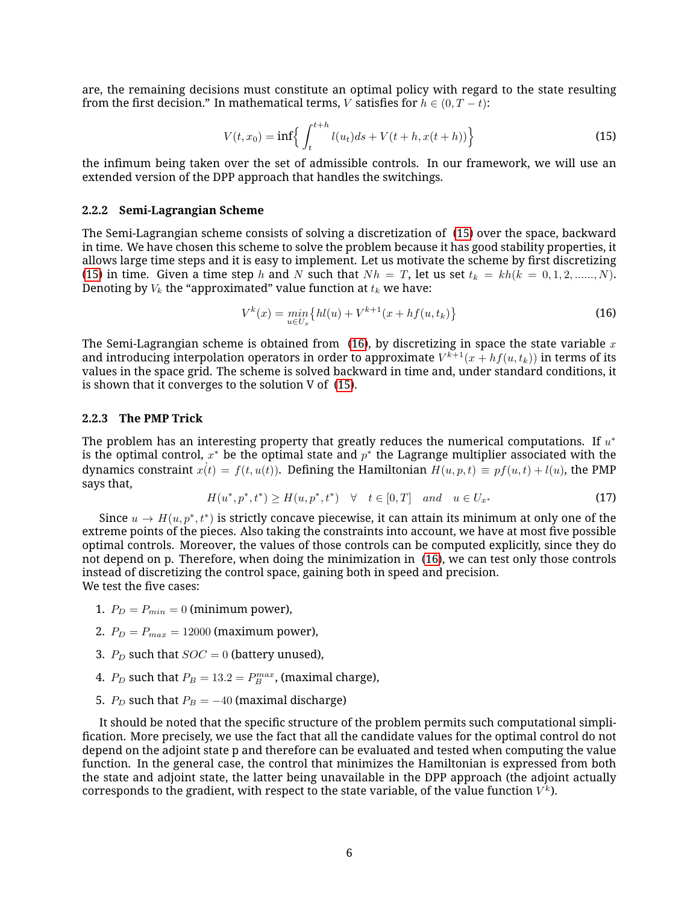are, the remaining decisions must constitute an optimal policy with regard to the state resulting from the first decision." In mathematical terms, $V$ satisfies for $h \in (0, T-t)$:

$$V(t, x_0) = \inf\Big\{ \int_t^{t+h} l(u_t)ds + V(t+h, x(t+h)) \Big\} \tag{15}$$

the infimum being taken over the set of admissible controls. In our framework, we will use an extended version of the DPP approach that handles the switchings.

### 2.2.2 Semi-Lagrangian Scheme

The Semi-Lagrangian scheme consists of solving a discretization of (15) over the space, backward in time. We have chosen this scheme to solve the problem because it has good stability properties, it allows large time steps and it is easy to implement. Let us motivate the scheme by first discretizing (15) in time. Given a time step $h$ and $N$ such that $Nh = T$, let us set $t_k = kh (k = 0, 1, 2, ......, N)$. Denoting by $V_k$ the "approximated" value function at $t_k$ we have:

$$V^k(x) = \min_{u \in U_x} \{ hl(u) + V^{k+1}(x + hf(u, t_k) \} \tag{16}$$

The Semi-Lagrangian scheme is obtained from (16), by discretizing in space the state variable $x$ and introducing interpolation operators in order to approximate $V^{k+1}(x + hf(u, t_k))$ in terms of its values in the space grid. The scheme is solved backward in time and, under standard conditions, it is shown that it converges to the solution V of (15).

### 2.2.3 The PMP Trick

The problem has an interesting property that greatly reduces the numerical computations. If $u^*$ is the optimal control, $x^*$ be the optimal state and $p^*$ the Lagrange multiplier associated with the dynamics constraint $\dot{x(t)} = f(t, u(t))$. Defining the Hamiltonian $H(u, p, t) \equiv pf(u, t) + l(u)$, the PMP says that,

$$H(u^*, p^*, t^*) \geq H(u, p^*, t^*) \quad \forall \quad t \in [0, T] \quad and \quad u \in U_{x^*} \tag{17}$$

Since $u \rightarrow H(u, p^*, t^*)$ is strictly concave piecewise, it can attain its minimum at only one of the extreme points of the pieces. Also taking the constraints into account, we have at most five possible optimal controls. Moreover, the values of those controls can be computed explicitly, since they do not depend on p. Therefore, when doing the minimization in (16), we can test only those controls instead of discretizing the control space, gaining both in speed and precision.
We test the five cases:

1. $P_D = P_{min} = 0$ (minimum power),
2. $P_D = P_{max} = 12000$ (maximum power),
3. $P_D$ such that $\dot{SOC} = 0$ (battery unused),
4. $P_D$ such that $P_B = 13.2 = P_B^{max}$, (maximal charge),
5. $P_D$ such that $P_B = -40$ (maximal discharge)

It should be noted that the specific structure of the problem permits such computational simplification. More precisely, we use the fact that all the candidate values for the optimal control do not depend on the adjoint state p and therefore can be evaluated and tested when computing the value function. In the general case, the control that minimizes the Hamiltonian is expressed from both the state and adjoint state, the latter being unavailable in the DPP approach (the adjoint actually corresponds to the gradient, with respect to the state variable, of the value function $V^k$).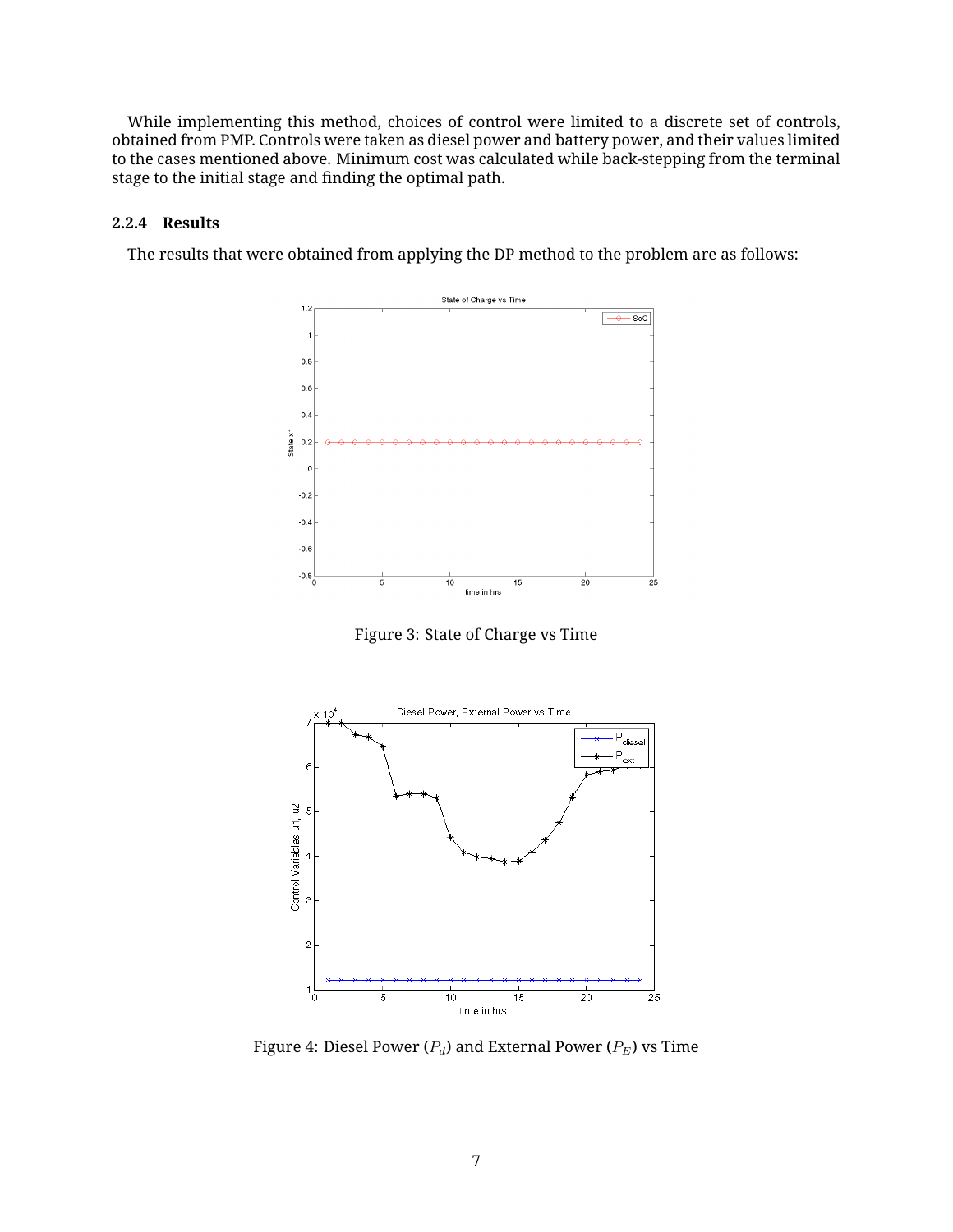While implementing this method, choices of control were limited to a discrete set of controls, obtained from PMP. Controls were taken as diesel power and battery power, and their values limited to the cases mentioned above. Minimum cost was calculated while back-stepping from the terminal stage to the initial stage and finding the optimal path.

### 2.2.4 Results

The results that were obtained from applying the DP method to the problem are as follows:

Figure 3: State of Charge vs Time

Figure 4: Diesel Power ($P_d$) and External Power ($P_E$) vs Time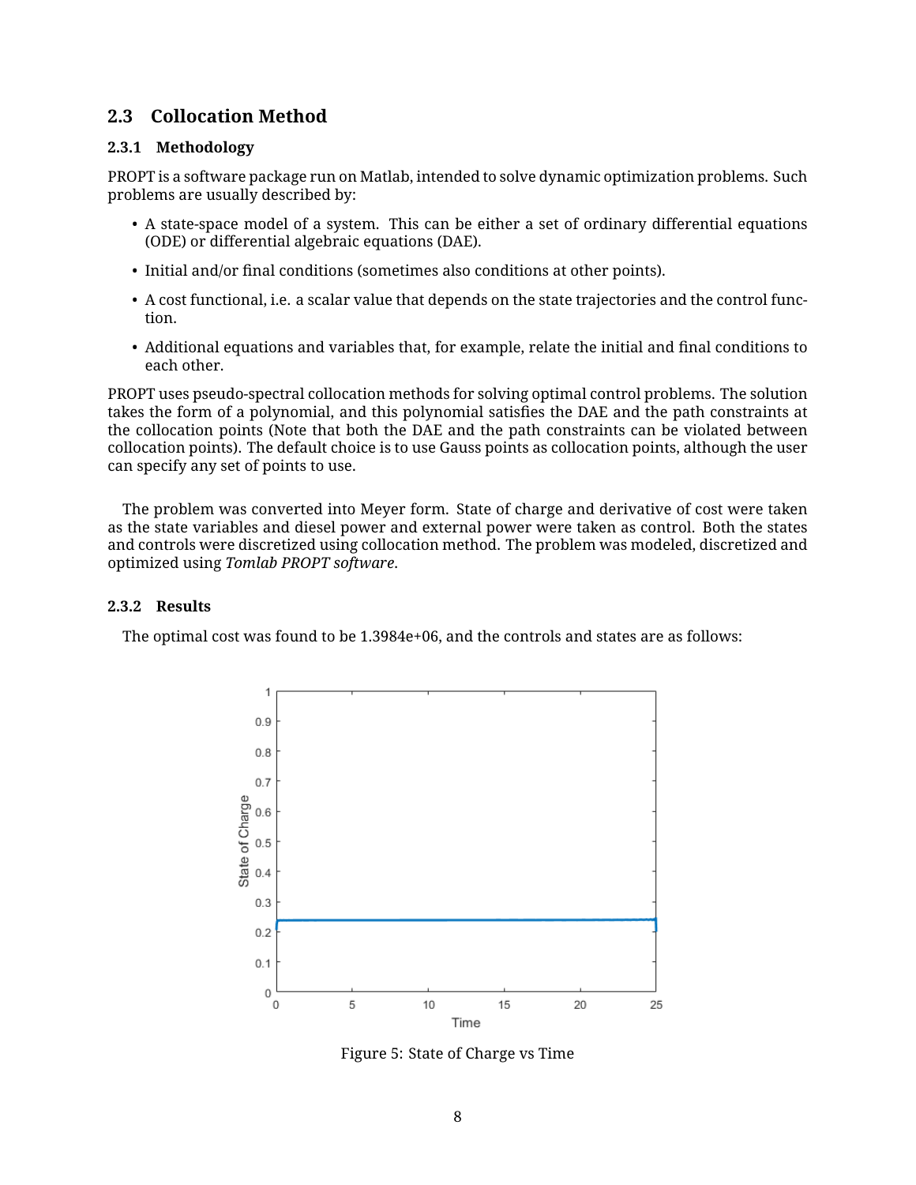## 2.3 Collocation Method

### 2.3.1 Methodology

PROPT is a software package run on Matlab, intended to solve dynamic optimization problems. Such problems are usually described by:

- A state-space model of a system. This can be either a set of ordinary differential equations (ODE) or differential algebraic equations (DAE).
- Initial and/or final conditions (sometimes also conditions at other points).
- A cost functional, i.e. a scalar value that depends on the state trajectories and the control function.
- Additional equations and variables that, for example, relate the initial and final conditions to each other.

PROPT uses pseudo-spectral collocation methods for solving optimal control problems. The solution takes the form of a polynomial, and this polynomial satisfies the DAE and the path constraints at the collocation points (Note that both the DAE and the path constraints can be violated between collocation points). The default choice is to use Gauss points as collocation points, although the user can specify any set of points to use.

The problem was converted into Meyer form. State of charge and derivative of cost were taken as the state variables and diesel power and external power were taken as control. Both the states and controls were discretized using collocation method. The problem was modeled, discretized and optimized using *Tomlab PROPT software*.

### 2.3.2 Results

The optimal cost was found to be 1.3984e+06, and the controls and states are as follows:

Figure 5: State of Charge vs Time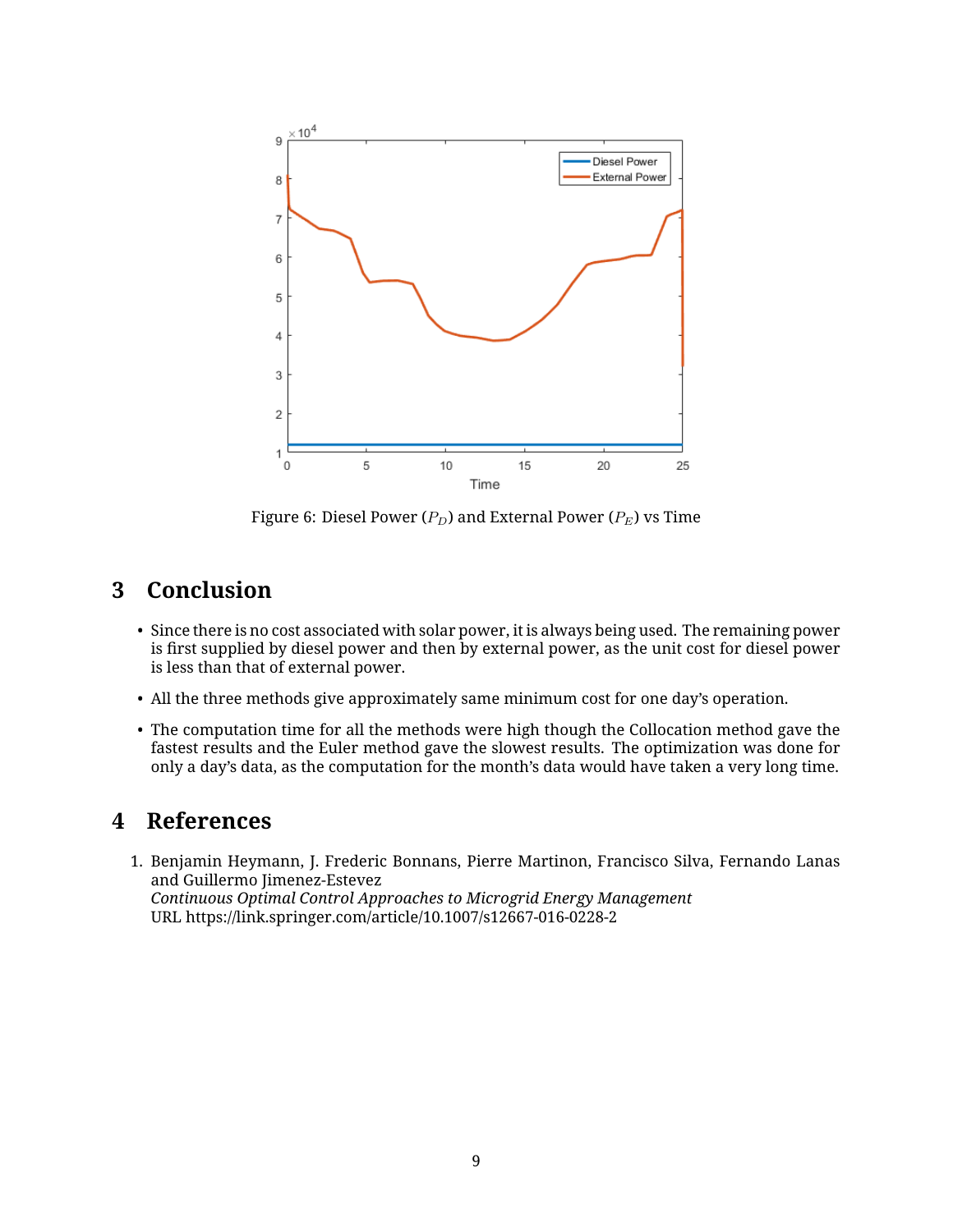$\times 10^4$

9

8

7

6

5

4

3

2

1

0

5

10

15

20

25

Time

Diesel Power

External Power

Figure 6: Diesel Power ($P_D$) and External Power ($P_E$) vs Time

## 3 Conclusion

- Since there is no cost associated with solar power, it is always being used. The remaining power is first supplied by diesel power and then by external power, as the unit cost for diesel power is less than that of external power.
- All the three methods give approximately same minimum cost for one day's operation.
- The computation time for all the methods were high though the Collocation method gave the fastest results and the Euler method gave the slowest results. The optimization was done for only a day's data, as the computation for the month's data would have taken a very long time.

## 4 References

1. Benjamin Heymann, J. Frederic Bonnans, Pierre Martinon, Francisco Silva, Fernando Lanas and Guillermo Jimenez-Estevez
   *Continuous Optimal Control Approaches to Microgrid Energy Management*
   URL https://link.springer.com/article/10.1007/s12667-016-0228-2